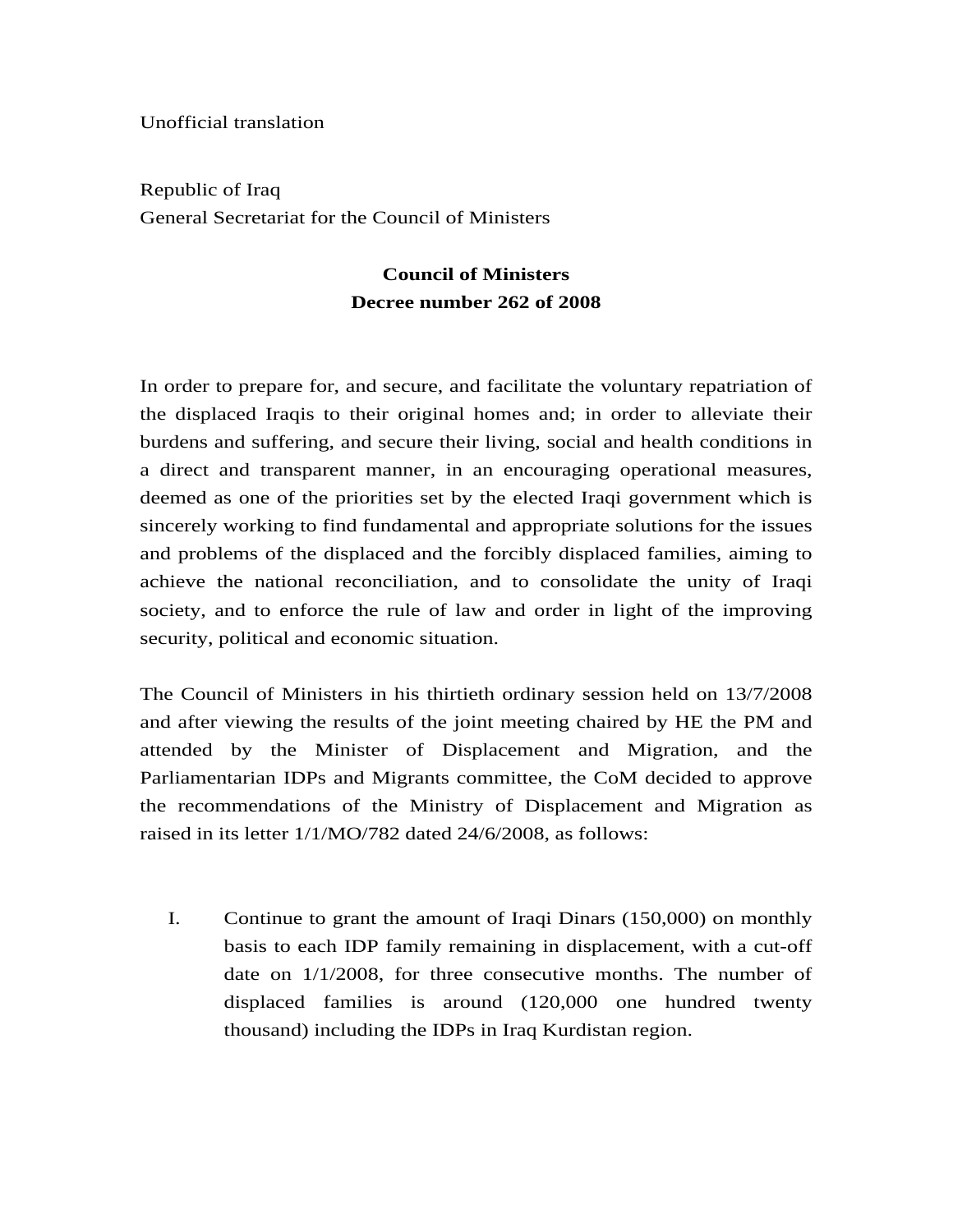Unofficial translation

Republic of Iraq
General Secretariat for the Council of Ministers

**Council of Ministers**
**Decree number 262 of 2008**

In order to prepare for, and secure, and facilitate the voluntary repatriation of the displaced Iraqis to their original homes and; in order to alleviate their burdens and suffering, and secure their living, social and health conditions in a direct and transparent manner, in an encouraging operational measures, deemed as one of the priorities set by the elected Iraqi government which is sincerely working to find fundamental and appropriate solutions for the issues and problems of the displaced and the forcibly displaced families, aiming to achieve the national reconciliation, and to consolidate the unity of Iraqi society, and to enforce the rule of law and order in light of the improving security, political and economic situation.

The Council of Ministers in his thirtieth ordinary session held on 13/7/2008 and after viewing the results of the joint meeting chaired by HE the PM and attended by the Minister of Displacement and Migration, and the Parliamentarian IDPs and Migrants committee, the CoM decided to approve the recommendations of the Ministry of Displacement and Migration as raised in its letter 1/1/MO/782 dated 24/6/2008, as follows:

I. Continue to grant the amount of Iraqi Dinars (150,000) on monthly basis to each IDP family remaining in displacement, with a cut-off date on 1/1/2008, for three consecutive months. The number of displaced families is around (120,000 one hundred twenty thousand) including the IDPs in Iraq Kurdistan region.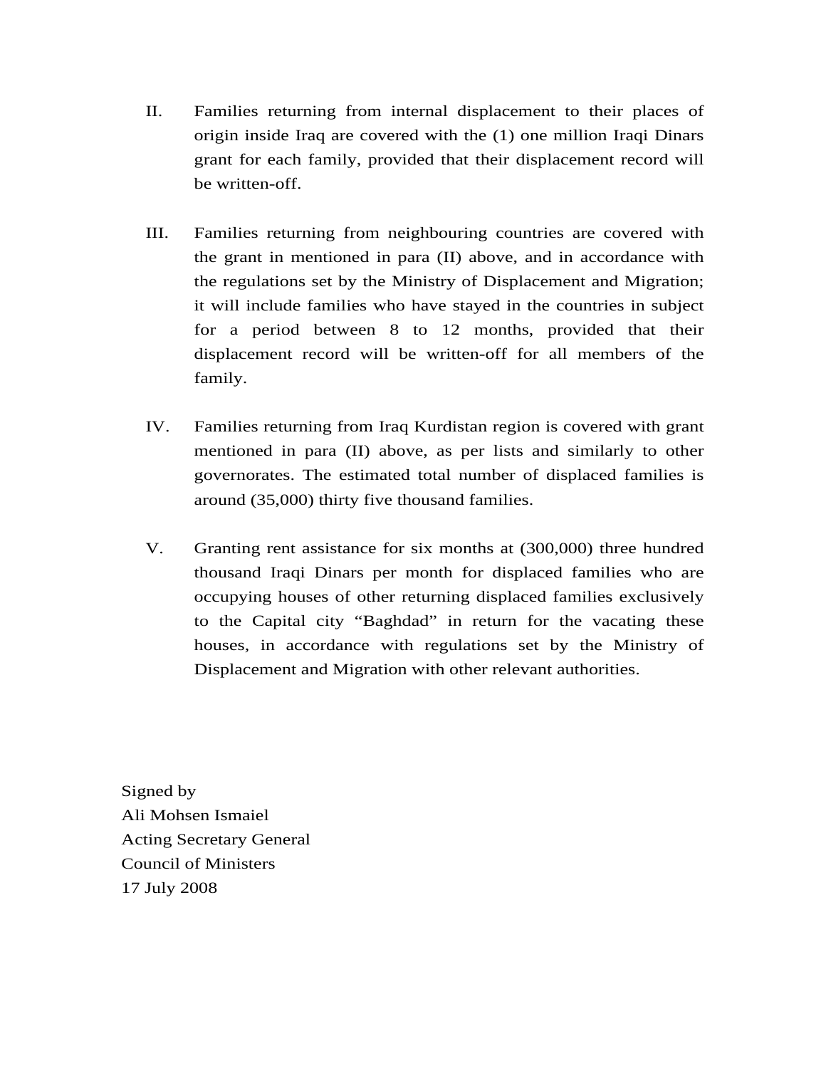II. Families returning from internal displacement to their places of origin inside Iraq are covered with the (1) one million Iraqi Dinars grant for each family, provided that their displacement record will be written-off.

III. Families returning from neighbouring countries are covered with the grant in mentioned in para (II) above, and in accordance with the regulations set by the Ministry of Displacement and Migration; it will include families who have stayed in the countries in subject for a period between 8 to 12 months, provided that their displacement record will be written-off for all members of the family.

IV. Families returning from Iraq Kurdistan region is covered with grant mentioned in para (II) above, as per lists and similarly to other governorates. The estimated total number of displaced families is around (35,000) thirty five thousand families.

V. Granting rent assistance for six months at (300,000) three hundred thousand Iraqi Dinars per month for displaced families who are occupying houses of other returning displaced families exclusively to the Capital city “Baghdad” in return for the vacating these houses, in accordance with regulations set by the Ministry of Displacement and Migration with other relevant authorities.

Signed by  
Ali Mohsen Ismaiel  
Acting Secretary General  
Council of Ministers  
17 July 2008